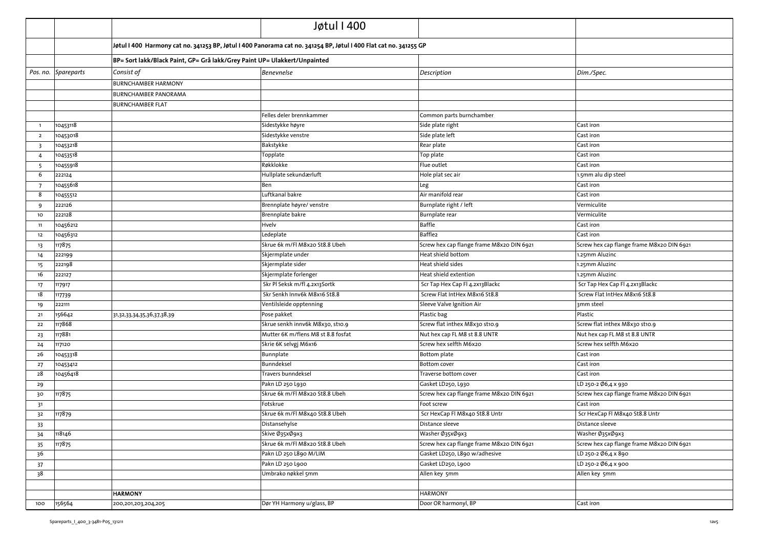| | | | Jøtul I 400 | | |
|---|---|---|---|---|---|
| | | Jøtul I 400 Harmony cat no. 341253 BP, Jøtul I 400 Panorama cat no. 341254 BP, Jøtul I 400 Flat cat no. 341255 GP | | | |
| | | BP= Sort lakk/Black Paint, GP= Grå lakk/Grey Paint UP= Ulakkert/Unpainted | | | |
| *Pos. no.* | *Spareparts* | *Consist of* | *Benevnelse* | *Description* | *Dim./Spec.* |
| | | BURNCHAMBER HARMONY | | | |
| | | BURNCHAMBER PANORAMA | | | |
| | | BURNCHAMBER FLAT | | | |
| | | | Felles deler brennkammer | Common parts burnchamber | |
| 1 | 10453118 | | Sidestykke høyre | Side plate right | Cast iron |
| 2 | 10453018 | | Sidestykke venstre | Side plate left | Cast iron |
| 3 | 10453218 | | Bakstykke | Rear plate | Cast iron |
| 4 | 10453518 | | Topplate | Top plate | Cast iron |
| 5 | 10455918 | | Røkklokke | Flue outlet | Cast iron |
| 6 | 222124 | | Hullplate sekundærluft | Hole plat sec air | 1.5mm alu dip steel |
| 7 | 10455618 | | Ben | Leg | Cast iron |
| 8 | 10455512 | | Luftkanal bakre | Air manifold rear | Cast iron |
| 9 | 222126 | | Brennplate høyre/ venstre | Burnplate right / left | Vermiculite |
| 10 | 222128 | | Brennplate bakre | Burnplate rear | Vermiculite |
| 11 | 10456212 | | Hvelv | Baffle | Cast iron |
| 12 | 10456312 | | Ledeplate | Baffle2 | Cast iron |
| 13 | 117875 | | Skrue 6k m/Fl M8x20 St8.8 Ubeh | Screw hex cap flange frame M8x20 DIN 6921 | Screw hex cap flange frame M8x20 DIN 6921 |
| 14 | 222199 | | Skjermplate under | Heat shield bottom | 1.25mm Aluzinc |
| 15 | 222198 | | Skjermplate sider | Heat shield sides | 1.25mm Aluzinc |
| 16 | 222127 | | Skjermplate forlenger | Heat shield extention | 1.25mm Aluzinc |
| 17 | 117917 | | Skr Pl Seksk m/fl 4.2x13Sortk | Scr Tap Hex Cap Fl 4.2x13Blackc | Scr Tap Hex Cap Fl 4.2x13Blackc |
| 18 | 117739 | | Skr Senkh Innv6k M8x16 St8.8 | Screw Flat IntHex M8x16 St8.8 | Screw Flat IntHex M8x16 St8.8 |
| 19 | 222111 | | Ventilsleide opptenning | Sleeve Valve Ignition Air | 3mm steel |
| 21 | 156642 | 31,32,33,34,35,36,37,38,39 | Pose pakket | Plastic bag | Plastic |
| 22 | 117868 | | Skrue senkh innv6k M8x30, st10.9 | Screw flat inthex M8x30 st10.9 | Screw flat inthex M8x30 st10.9 |
| 23 | 117881 | | Mutter 6K m/flens M8 st 8.8 fosfat | Nut hex cap FL M8 st 8.8 UNTR | Nut hex cap FL M8 st 8.8 UNTR |
| 24 | 117120 | | Skrie 6K selvgj M6x16 | Screw hex selfth M6x20 | Screw hex selfth M6x20 |
| 26 | 10453318 | | Bunnplate | Bottom plate | Cast iron |
| 27 | 10453412 | | Bunndeksel | Bottom cover | Cast iron |
| 28 | 10456418 | | Travers bunndeksel | Traverse bottom cover | Cast iron |
| 29 | | | Pakn LD 250 L930 | Gasket LD250, L930 | LD 250-2 Ø6,4 x 930 |
| 30 | 117875 | | Skrue 6k m/Fl M8x20 St8.8 Ubeh | Screw hex cap flange frame M8x20 DIN 6921 | Screw hex cap flange frame M8x20 DIN 6921 |
| 31 | | | Fotskrue | Foot screw | Cast iron |
| 32 | 117879 | | Skrue 6k m/Fl M8x40 St8.8 Ubeh | Scr HexCap Fl M8x40 St8.8 Untr | Scr HexCap Fl M8x40 St8.8 Untr |
| 33 | | | Distansehylse | Distance sleeve | Distance sleeve |
| 34 | 118146 | | Skive Ø35xØ9x3 | Washer Ø35xØ9x3 | Washer Ø35xØ9x3 |
| 35 | 117875 | | Skrue 6k m/Fl M8x20 St8.8 Ubeh | Screw hex cap flange frame M8x20 DIN 6921 | Screw hex cap flange frame M8x20 DIN 6921 |
| 36 | | | Pakn LD 250 L890 M/LIM | Gasket LD250, L890 w/adhesive | LD 250-2 Ø6,4 x 890 |
| 37 | | | Pakn LD 250 L900 | Gasket LD250, L900 | LD 250-2 Ø6,4 x 900 |
| 38 | | | Umbrako nøkkel 5mm | Allen key 5mm | Allen key 5mm |
| | | | | | |
| | | **HARMONY** | | HARMONY | |
| 100 | 156564 | 200,201,203,204,205 | Dør YH Harmony u/glass, BP | Door OR harmonyl, BP | Cast iron |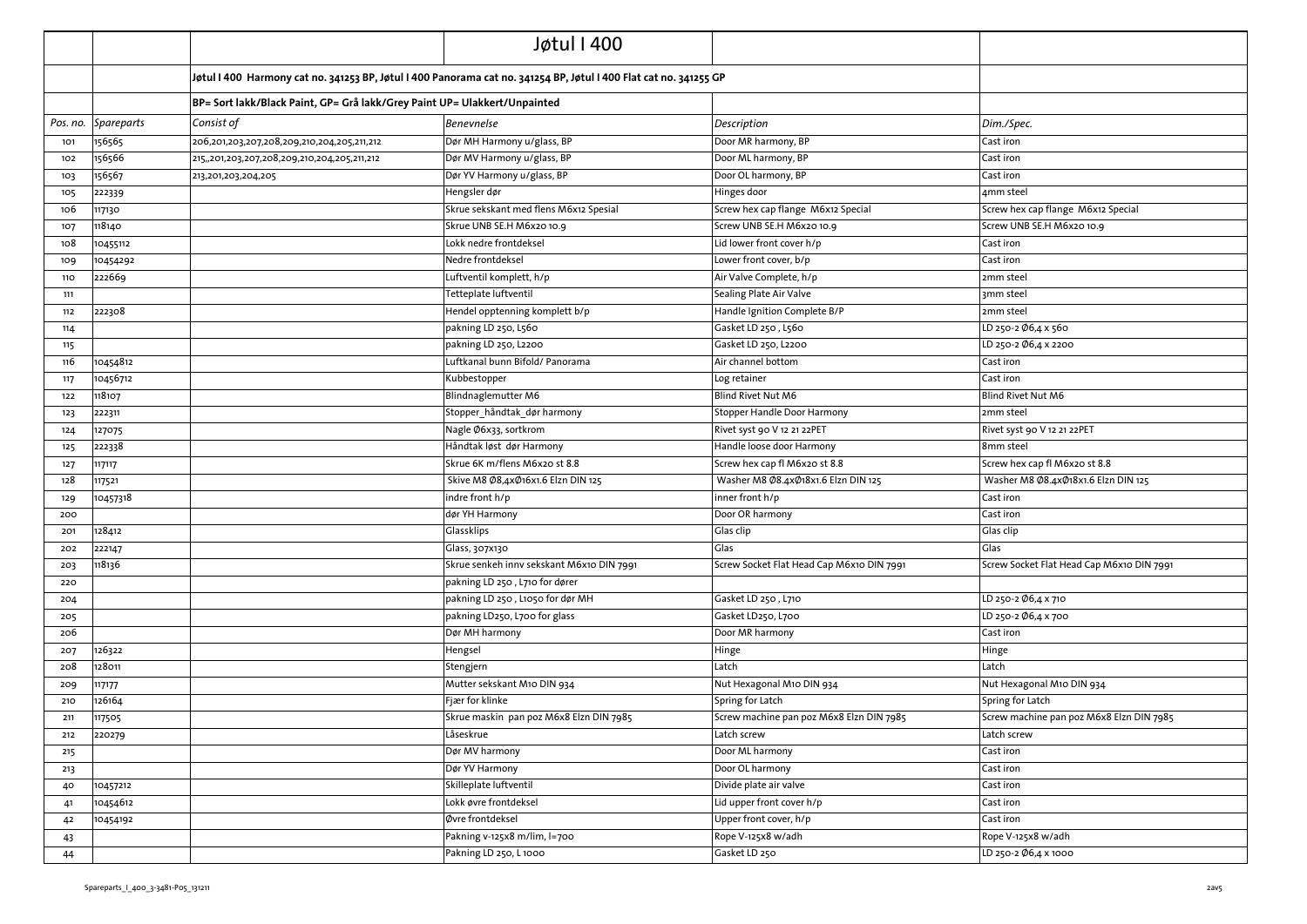# Jøtul I 400

Jøtul I 400 Harmony cat no. 341253 BP, Jøtul I 400 Panorama cat no. 341254 BP, Jøtul I 400 Flat cat no. 341255 GP

BP= Sort lakk/Black Paint, GP= Grå lakk/Grey Paint UP= Ulakkert/Unpainted

| *Pos. no.* | *Spareparts* | *Consist of* | *Benevnelse* | *Description* | *Dim./Spec.* |
|---|---|---|---|---|---|
| 101 | 156565 | 206,201,203,207,208,209,210,204,205,211,212 | Dør MH Harmony u/glass, BP | Door MR harmony, BP | Cast iron |
| 102 | 156566 | 215,,201,203,207,208,209,210,204,205,211,212 | Dør MV Harmony u/glass, BP | Door ML harmony, BP | Cast iron |
| 103 | 156567 | 213,201,203,204,205 | Dør YV Harmony u/glass, BP | Door OL harmony, BP | Cast iron |
| 105 | 222339 | | Hengsler dør | Hinges door | 4mm steel |
| 106 | 117130 | | Skrue sekskant med flens M6x12 Spesial | Screw hex cap flange M6x12 Special | Screw hex cap flange M6x12 Special |
| 107 | 118140 | | Skrue UNB SE.H M6x20 10.9 | Screw UNB SE.H M6x20 10.9 | Screw UNB SE.H M6x20 10.9 |
| 108 | 10455112 | | Lokk nedre frontdeksel | Lid lower front cover h/p | Cast iron |
| 109 | 10454292 | | Nedre frontdeksel | Lower front cover, b/p | Cast iron |
| 110 | 222669 | | Luftventil komplett, h/p | Air Valve Complete, h/p | 2mm steel |
| 111 | | | Tetteplate luftventil | Sealing Plate Air Valve | 3mm steel |
| 112 | 222308 | | Hendel opptenning komplett b/p | Handle Ignition Complete B/P | 2mm steel |
| 114 | | | pakning LD 250, L560 | Gasket LD 250 , L560 | LD 250-2 Ø6,4 x 560 |
| 115 | | | pakning LD 250, L2200 | Gasket LD 250, L2200 | LD 250-2 Ø6,4 x 2200 |
| 116 | 10454812 | | Luftkanal bunn Bifold/ Panorama | Air channel bottom | Cast iron |
| 117 | 10456712 | | Kubbestopper | Log retainer | Cast iron |
| 122 | 118107 | | Blindnaglemutter M6 | Blind Rivet Nut M6 | Blind Rivet Nut M6 |
| 123 | 222311 | | Stopper_håndtak_dør harmony | Stopper Handle Door Harmony | 2mm steel |
| 124 | 127075 | | Nagle Ø6x33, sortkrom | Rivet syst 90 V 12 21 22PET | Rivet syst 90 V 12 21 22PET |
| 125 | 222338 | | Håndtak løst dør Harmony | Handle loose door Harmony | 8mm steel |
| 127 | 117117 | | Skrue 6K m/flens M6x20 st 8.8 | Screw hex cap fl M6x20 st 8.8 | Screw hex cap fl M6x20 st 8.8 |
| 128 | 117521 | | Skive M8 Ø8,4xØ16x1.6 Elzn DIN 125 | Washer M8 Ø8.4xØ18x1.6 Elzn DIN 125 | Washer M8 Ø8.4xØ18x1.6 Elzn DIN 125 |
| 129 | 10457318 | | indre front h/p | inner front h/p | Cast iron |
| 200 | | | dør YH Harmony | Door OR harmony | Cast iron |
| 201 | 128412 | | Glassklips | Glas clip | Glas clip |
| 202 | 222147 | | Glass, 307x130 | Glas | Glas |
| 203 | 118136 | | Skrue senkeh innv sekskant M6x10 DIN 7991 | Screw Socket Flat Head Cap M6x10 DIN 7991 | Screw Socket Flat Head Cap M6x10 DIN 7991 |
| 220 | | | pakning LD 250 , L710 for dører | | |
| 204 | | | pakning LD 250 , L1050 for dør MH | Gasket LD 250 , L710 | LD 250-2 Ø6,4 x 710 |
| 205 | | | pakning LD250, L700 for glass | Gasket LD250, L700 | LD 250-2 Ø6,4 x 700 |
| 206 | | | Dør MH harmony | Door MR harmony | Cast iron |
| 207 | 126322 | | Hengsel | Hinge | Hinge |
| 208 | 128011 | | Stengjern | Latch | Latch |
| 209 | 117177 | | Mutter sekskant M10 DIN 934 | Nut Hexagonal M10 DIN 934 | Nut Hexagonal M10 DIN 934 |
| 210 | 126164 | | Fjær for klinke | Spring for Latch | Spring for Latch |
| 211 | 117505 | | Skrue maskin pan poz M6x8 Elzn DIN 7985 | Screw machine pan poz M6x8 Elzn DIN 7985 | Screw machine pan poz M6x8 Elzn DIN 7985 |
| 212 | 220279 | | Låseskrue | Latch screw | Latch screw |
| 215 | | | Dør MV harmony | Door ML harmony | Cast iron |
| 213 | | | Dør YV Harmony | Door OL harmony | Cast iron |
| 40 | 10457212 | | Skilleplate luftventil | Divide plate air valve | Cast iron |
| 41 | 10454612 | | Lokk øvre frontdeksel | Lid upper front cover h/p | Cast iron |
| 42 | 10454192 | | Øvre frontdeksel | Upper front cover, h/p | Cast iron |
| 43 | | | Pakning v-125x8 m/lim, l=700 | Rope V-125x8 w/adh | Rope V-125x8 w/adh |
| 44 | | | Pakning LD 250, L 1000 | Gasket LD 250 | LD 250-2 Ø6,4 x 1000 |

Spareparts_I_400_3-3481-P05_131211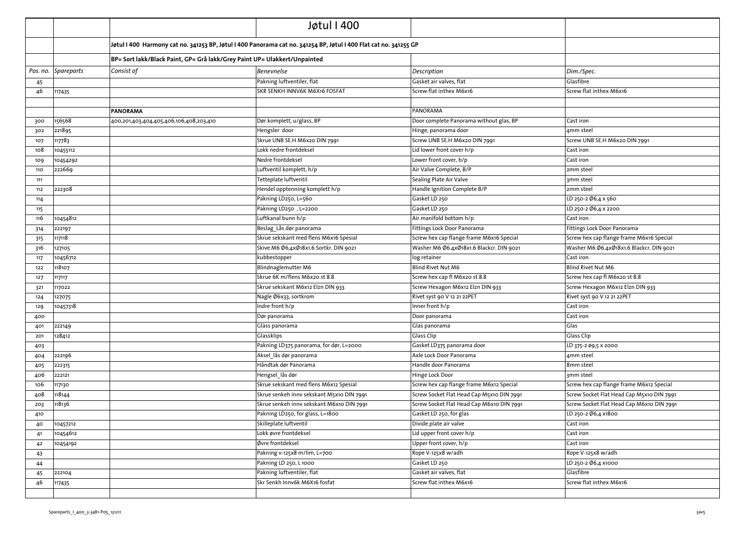| | | | Jøtul I 400 | | |
|---|---|---|---|---|---|
| | | **Jøtul I 400 Harmony cat no. 341253 BP, Jøtul I 400 Panorama cat no. 341254 BP, Jøtul I 400 Flat cat no. 341255 GP** | | | |
| | | **BP= Sort lakk/Black Paint, GP= Grå lakk/Grey Paint UP= Ulakkert/Unpainted** | | | |
| *Pos. no.* | *Spareparts* | *Consist of* | *Benevnelse* | *Description* | *Dim./Spec.* |
| 45 | | | Pakning luftventiler, flat | Gasket air valves, flat | Glasfibre |
| 46 | 117435 | | SKR SENKH INNV6K M6X16 FOSFAT | Screw flat inthex M6x16 | Screw flat inthex M6x16 |
| | | | | | |
| | | **PANORAMA** | | PANORAMA | |
| 300 | 156568 | 400,201,403,404,405,406,106,408,203,410 | Dør komplett, u/glass, BP | Door complete Panorama without glas, BP | Cast iron |
| 302 | 221895 | | Hengsler door | Hinge, panorama door | 4mm steel |
| 107 | 117783 | | Skrue UNB SE.H M6x20 DIN 7991 | Screw UNB SE.H M6x20 DIN 7991 | Screw UNB SE.H M6x20 DIN 7991 |
| 108 | 10455112 | | Lokk nedre frontdeksel | Lid lower front cover h/p | Cast iron |
| 109 | 10454292 | | Nedre frontdeksel | Lower front cover, b/p | Cast iron |
| 110 | 222669 | | Luftventil komplett, h/p | Air Valve Complete, B/P | 2mm steel |
| 111 | | | Tetteplate luftventil | Sealing Plate Air Valve | 3mm steel |
| 112 | 222308 | | Hendel opptenning komplett h/p | Handle Ignition Complete B/P | 2mm steel |
| 114 | | | Pakning LD250, L=560 | Gasket LD 250 | LD 250-2 Ø6,4 x 560 |
| 115 | | | Pakning LD250 , L=2200 | Gasket LD 250 | LD 250-2 Ø6,4 x 2200 |
| 116 | 10454812 | | Luftkanal bunn h/p | Air manifold bottom h/p | Cast iron |
| 314 | 222197 | | Beslag_Lås dør panorama | Fittings Lock Door Panorama | Fittings Lock Door Panorama |
| 315 | 117118 | | Skrue sekskant med flens M6x16 Spesial | Screw hex cap flange frame M6x16 Special | Screw hex cap flange frame M6x16 Special |
| 316 | 127105 | | Skive M6 Ø6,4xØ18x1.6 Sortkr. DIN 9021 | Washer M6 Ø6.4xØ18x1.6 Blackcr. DIN 9021 | Washer M6 Ø6.4xØ18x1.6 Blackcr. DIN 9021 |
| 117 | 10456712 | | kubbestopper | log retainer | Cast iron |
| 122 | 118107 | | Blindnaglemutter M6 | Blind Rivet Nut M6 | Blind Rivet Nut M6 |
| 127 | 117117 | | Skrue 6K m/flens M6x20 st 8.8 | Screw hex cap fl M6x20 st 8.8 | Screw hex cap fl M6x20 st 8.8 |
| 321 | 117022 | | Skrue sekskant M6x12 Elzn DIN 933 | Screw Hexagon M6x12 Elzn DIN 933 | Screw Hexagon M6x12 Elzn DIN 933 |
| 124 | 127075 | | Nagle Ø6x33, sortkrom | Rivet syst 90 V 12 21 22PET | Rivet syst 90 V 12 21 22PET |
| 129 | 10457318 | | Indre front h/p | Inner front h/p | Cast iron |
| 400 | | | Dør panorama | Door panorama | Cast iron |
| 401 | 222149 | | Glass panorama | Glas panorama | Glas |
| 201 | 128412 | | Glassklips | Glass Clip | Glass Clip |
| 403 | | | Pakning LD375 panorama, for dør, L=2000 | Gasket LD375 panorama door | LD 375-2 ø9,5 x 2000 |
| 404 | 222196 | | Aksel_lås dør panorama | Axle Lock Door Panorama | 4mm steel |
| 405 | 222315 | | Håndtak dør Panorama | Handle door Panorama | 8mm steel |
| 406 | 222121 | | Hengsel_lås dør | Hinge Lock Door | 3mm steel |
| 106 | 117130 | | Skrue sekskant med flens M6x12 Spesial | Screw hex cap flange frame M6x12 Special | Screw hex cap flange frame M6x12 Special |
| 408 | 118144 | | Skrue senkeh innv sekskant M5x10 DIN 7991 | Screw Socket Flat Head Cap M5x10 DIN 7991 | Screw Socket Flat Head Cap M5x10 DIN 7991 |
| 203 | 118136 | | Skrue senkeh innv sekskant M6x10 DIN 7991 | Screw Socket Flat Head Cap M6x10 DIN 7991 | Screw Socket Flat Head Cap M6x10 DIN 7991 |
| 410 | | | Pakning LD250, for glass, L=1800 | Gasket LD 250, for glas | LD 250-2 Ø6,4 x1800 |
| 40 | 10457212 | | Skilleplate luftventil | Divide plate air valve | Cast iron |
| 41 | 10454612 | | Lokk øvre frontdeksel | Lid upper front cover h/p | Cast iron |
| 42 | 10454192 | | Øvre frontdeksel | Upper front cover, h/p | Cast iron |
| 43 | | | Pakning v-125x8 m/lim, L=700 | Rope V-125x8 w/adh | Rope V-125x8 w/adh |
| 44 | | | Pakning LD 250, L 1000 | Gasket LD 250 | LD 250-2 Ø6,4 x1000 |
| 45 | 222104 | | Pakning luftventiler, flat | Gasket air valves, flat | Glasfibre |
| 46 | 117435 | | Skr Senkh Innv6k M6X16 fosfat | Screw flat inthex M6x16 | Screw flat inthex M6x16 |
| | | | | | |

Spareparts_I_400_3-3481-P05_131211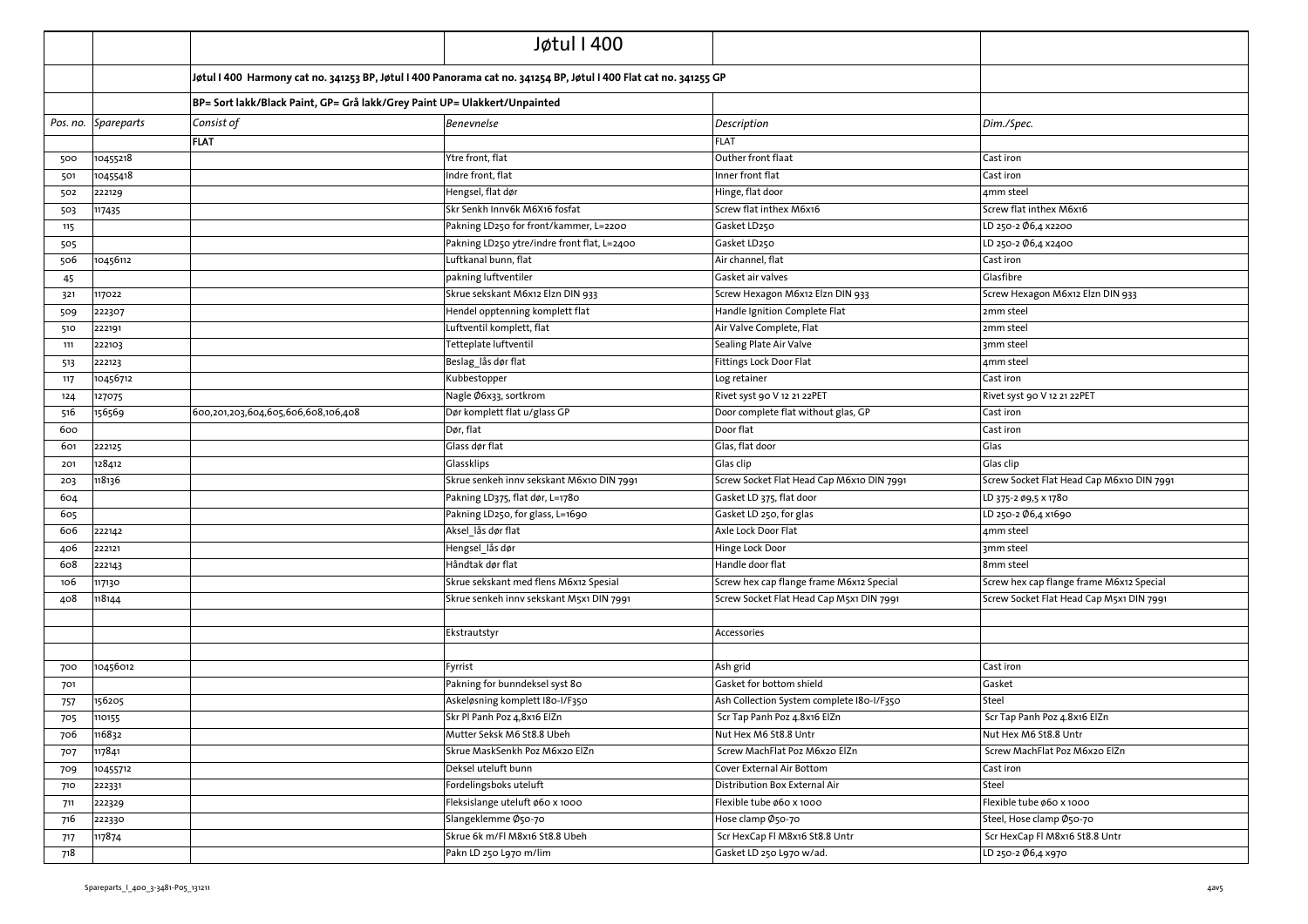| | | | Jøtul I 400 | | |
|---|---|---|---|---|---|
| | | Jøtul I 400 Harmony cat no. 341253 BP, Jøtul I 400 Panorama cat no. 341254 BP, Jøtul I 400 Flat cat no. 341255 GP | | | |
| | | BP= Sort lakk/Black Paint, GP= Grå lakk/Grey Paint UP= Ulakkert/Unpainted | | | |
| *Pos. no.* | *Spareparts* | *Consist of* | *Benevnelse* | *Description* | *Dim./Spec.* |
| | | **FLAT** | | FLAT | |
| 500 | 10455218 | | Ytre front, flat | Outher front flaat | Cast iron |
| 501 | 10455418 | | Indre front, flat | Inner front flat | Cast iron |
| 502 | 222129 | | Hengsel, flat dør | Hinge, flat door | 4mm steel |
| 503 | 117435 | | Skr Senkh Innv6k M6X16 fosfat | Screw flat inthex M6x16 | Screw flat inthex M6x16 |
| 115 | | | Pakning LD250 for front/kammer, L=2200 | Gasket LD250 | LD 250-2 Ø6,4 x2200 |
| 505 | | | Pakning LD250 ytre/indre front flat, L=2400 | Gasket LD250 | LD 250-2 Ø6,4 x2400 |
| 506 | 10456112 | | Luftkanal bunn, flat | Air channel, flat | Cast iron |
| 45 | | | pakning luftventiler | Gasket air valves | Glasfibre |
| 321 | 117022 | | Skrue sekskant M6x12 Elzn DIN 933 | Screw Hexagon M6x12 Elzn DIN 933 | Screw Hexagon M6x12 Elzn DIN 933 |
| 509 | 222307 | | Hendel opptenning komplett flat | Handle Ignition Complete Flat | 2mm steel |
| 510 | 222191 | | Luftventil komplett, flat | Air Valve Complete, Flat | 2mm steel |
| 111 | 222103 | | Tetteplate luftventil | Sealing Plate Air Valve | 3mm steel |
| 513 | 222123 | | Beslag_lås dør flat | Fittings Lock Door Flat | 4mm steel |
| 117 | 10456712 | | Kubbestopper | Log retainer | Cast iron |
| 124 | 127075 | | Nagle Ø6x33, sortkrom | Rivet syst 90 V 12 21 22PET | Rivet syst 90 V 12 21 22PET |
| 516 | 156569 | 600,201,203,604,605,606,608,106,408 | Dør komplett flat u/glass GP | Door complete flat without glas, GP | Cast iron |
| 600 | | | Dør, flat | Door flat | Cast iron |
| 601 | 222125 | | Glass dør flat | Glas, flat door | Glas |
| 201 | 128412 | | Glassklips | Glas clip | Glas clip |
| 203 | 118136 | | Skrue senkeh innv sekskant M6x10 DIN 7991 | Screw Socket Flat Head Cap M6x10 DIN 7991 | Screw Socket Flat Head Cap M6x10 DIN 7991 |
| 604 | | | Pakning LD375, flat dør, L=1780 | Gasket LD 375, flat door | LD 375-2 ø9,5 x 1780 |
| 605 | | | Pakning LD250, for glass, L=1690 | Gasket LD 250, for glas | LD 250-2 Ø6,4 x1690 |
| 606 | 222142 | | Aksel_lås dør flat | Axle Lock Door Flat | 4mm steel |
| 406 | 222121 | | Hengsel_lås dør | Hinge Lock Door | 3mm steel |
| 608 | 222143 | | Håndtak dør flat | Handle door flat | 8mm steel |
| 106 | 117130 | | Skrue sekskant med flens M6x12 Spesial | Screw hex cap flange frame M6x12 Special | Screw hex cap flange frame M6x12 Special |
| 408 | 118144 | | Skrue senkeh innv sekskant M5x1 DIN 7991 | Screw Socket Flat Head Cap M5x1 DIN 7991 | Screw Socket Flat Head Cap M5x1 DIN 7991 |
| | | | | | |
| | | | Ekstrautstyr | Accessories | |
| | | | | | |
| 700 | 10456012 | | Fyrrist | Ash grid | Cast iron |
| 701 | | | Pakning for bunndeksel syst 80 | Gasket for bottom shield | Gasket |
| 757 | 156205 | | Askeløsning komplett I80-I/F350 | Ash Collection System complete I80-I/F350 | Steel |
| 705 | 110155 | | Skr Pl Panh Poz 4,8x16 ElZn | Scr Tap Panh Poz 4.8x16 ElZn | Scr Tap Panh Poz 4.8x16 ElZn |
| 706 | 116832 | | Mutter Seksk M6 St8.8 Ubeh | Nut Hex M6 St8.8 Untr | Nut Hex M6 St8.8 Untr |
| 707 | 117841 | | Skrue MaskSenkh Poz M6x20 ElZn | Screw MachFlat Poz M6x20 ElZn | Screw MachFlat Poz M6x20 ElZn |
| 709 | 10455712 | | Deksel uteluft bunn | Cover External Air Bottom | Cast iron |
| 710 | 222331 | | Fordelingsboks uteluft | Distribution Box External Air | Steel |
| 711 | 222329 | | Fleksislange uteluft ø60 x 1000 | Flexible tube ø60 x 1000 | Flexible tube ø60 x 1000 |
| 716 | 222330 | | Slangeklemme Ø50-70 | Hose clamp Ø50-70 | Steel, Hose clamp Ø50-70 |
| 717 | 117874 | | Skrue 6k m/Fl M8x16 St8.8 Ubeh | Scr HexCap Fl M8x16 St8.8 Untr | Scr HexCap Fl M8x16 St8.8 Untr |
| 718 | | | Pakn LD 250 L970 m/lim | Gasket LD 250 L970 w/ad. | LD 250-2 Ø6,4 x970 |

Spareparts_I_400_3-3481-P05_131211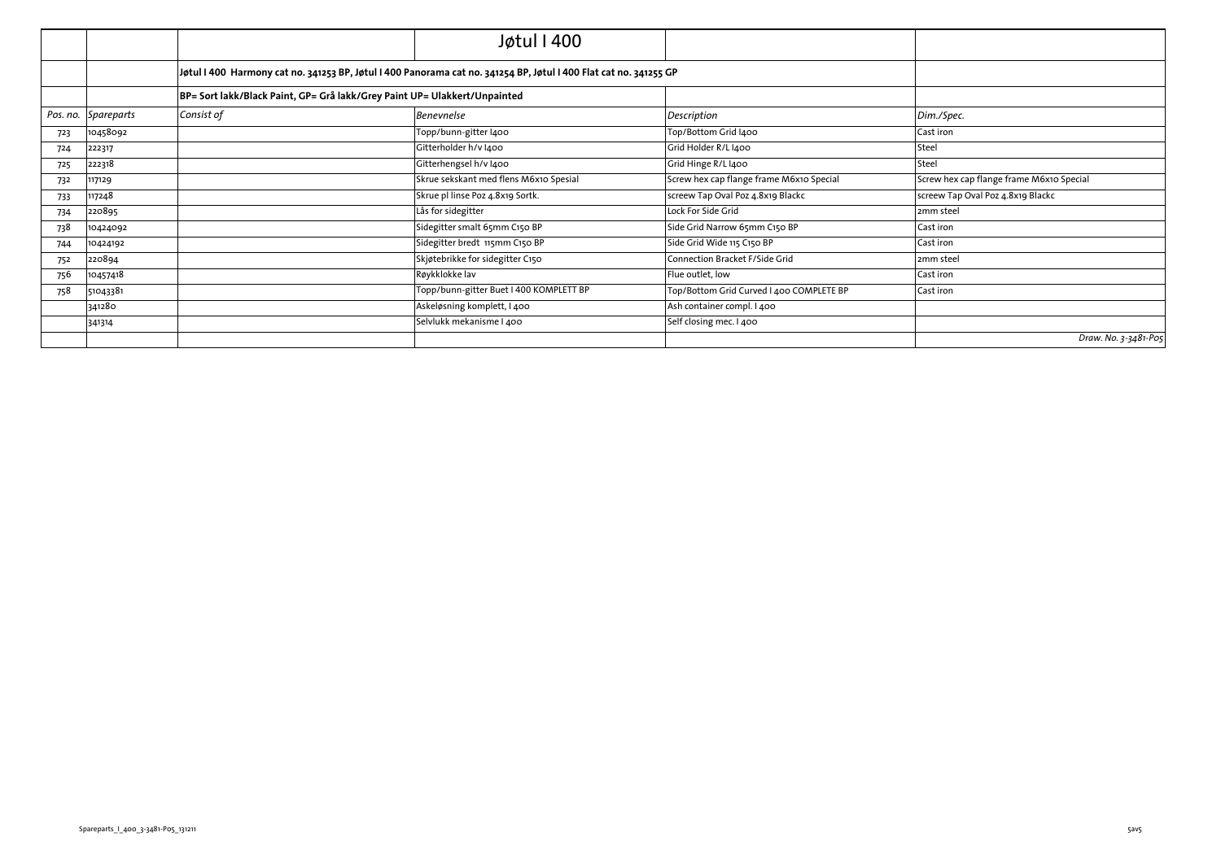| | | | Jøtul I 400 | | |
|---|---|---|---|---|---|
| | | Jøtul I 400 Harmony cat no. 341253 BP, Jøtul I 400 Panorama cat no. 341254 BP, Jøtul I 400 Flat cat no. 341255 GP | | | |
| | | BP= Sort lakk/Black Paint, GP= Grå lakk/Grey Paint UP= Ulakkert/Unpainted | | | |
| *Pos. no.* | *Spareparts* | *Consist of* | *Benevnelse* | *Description* | *Dim./Spec.* |
| 723 | 10458092 | | Topp/bunn-gitter I400 | Top/Bottom Grid I400 | Cast iron |
| 724 | 222317 | | Gitterholder h/v I400 | Grid Holder R/L I400 | Steel |
| 725 | 222318 | | Gitterhengsel h/v I400 | Grid Hinge R/L I400 | Steel |
| 732 | 117129 | | Skrue sekskant med flens M6x10 Spesial | Screw hex cap flange frame M6x10 Special | Screw hex cap flange frame M6x10 Special |
| 733 | 117248 | | Skrue pl linse Poz 4.8x19 Sortk. | screew Tap Oval Poz 4.8x19 Blackc | screew Tap Oval Poz 4.8x19 Blackc |
| 734 | 220895 | | Lås for sidegitter | Lock For Side Grid | 2mm steel |
| 738 | 10424092 | | Sidegitter smalt 65mm C150 BP | Side Grid Narrow 65mm C150 BP | Cast iron |
| 744 | 10424192 | | Sidegitter bredt 115mm C150 BP | Side Grid Wide 115 C150 BP | Cast iron |
| 752 | 220894 | | Skjøtebrikke for sidegitter C150 | Connection Bracket F/Side Grid | 2mm steel |
| 756 | 10457418 | | Røykklokke lav | Flue outlet, low | Cast iron |
| 758 | 51043381 | | Topp/bunn-gitter Buet I 400 KOMPLETT BP | Top/Bottom Grid Curved I 400 COMPLETE BP | Cast iron |
| | 341280 | | Askeløsning komplett, I 400 | Ash container compl. I 400 | |
| | 341314 | | Selvlukk mekanisme I 400 | Self closing mec. I 400 | |
| | | | | | *Draw. No. 3-3481-P05* |